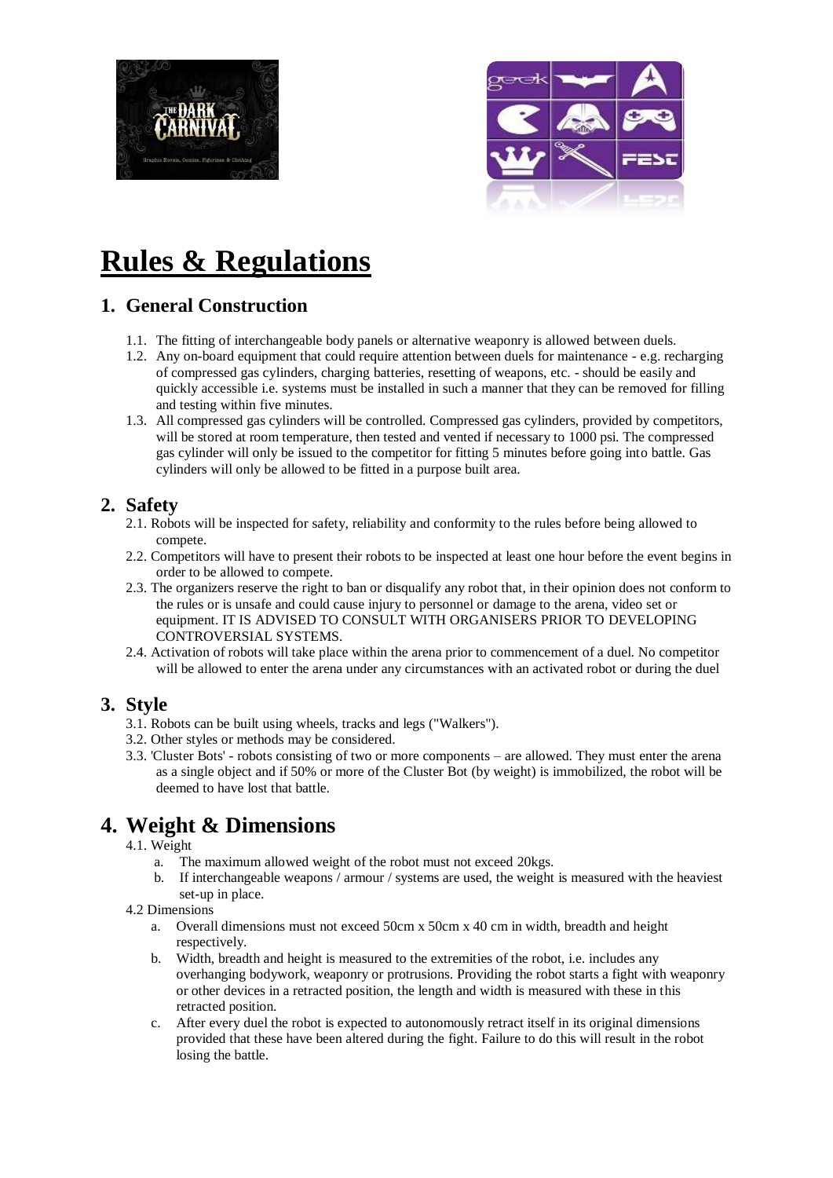# Rules & Regulations

## 1. General Construction

1.1. The fitting of interchangeable body panels or alternative weaponry is allowed between duels.

1.2. Any on-board equipment that could require attention between duels for maintenance - e.g. recharging of compressed gas cylinders, charging batteries, resetting of weapons, etc. - should be easily and quickly accessible i.e. systems must be installed in such a manner that they can be removed for filling and testing within five minutes.

1.3. All compressed gas cylinders will be controlled. Compressed gas cylinders, provided by competitors, will be stored at room temperature, then tested and vented if necessary to 1000 psi. The compressed gas cylinder will only be issued to the competitor for fitting 5 minutes before going into battle. Gas cylinders will only be allowed to be fitted in a purpose built area.

## 2. Safety

2.1. Robots will be inspected for safety, reliability and conformity to the rules before being allowed to compete.

2.2. Competitors will have to present their robots to be inspected at least one hour before the event begins in order to be allowed to compete.

2.3. The organizers reserve the right to ban or disqualify any robot that, in their opinion does not conform to the rules or is unsafe and could cause injury to personnel or damage to the arena, video set or equipment. IT IS ADVISED TO CONSULT WITH ORGANISERS PRIOR TO DEVELOPING CONTROVERSIAL SYSTEMS.

2.4. Activation of robots will take place within the arena prior to commencement of a duel. No competitor will be allowed to enter the arena under any circumstances with an activated robot or during the duel

## 3. Style

3.1. Robots can be built using wheels, tracks and legs ("Walkers").

3.2. Other styles or methods may be considered.

3.3. 'Cluster Bots' - robots consisting of two or more components – are allowed. They must enter the arena as a single object and if 50% or more of the Cluster Bot (by weight) is immobilized, the robot will be deemed to have lost that battle.

## 4. Weight & Dimensions

4.1. Weight

a. The maximum allowed weight of the robot must not exceed 20kgs.

b. If interchangeable weapons / armour / systems are used, the weight is measured with the heaviest set-up in place.

4.2 Dimensions

a. Overall dimensions must not exceed 50cm x 50cm x 40 cm in width, breadth and height respectively.

b. Width, breadth and height is measured to the extremities of the robot, i.e. includes any overhanging bodywork, weaponry or protrusions. Providing the robot starts a fight with weaponry or other devices in a retracted position, the length and width is measured with these in this retracted position.

c. After every duel the robot is expected to autonomously retract itself in its original dimensions provided that these have been altered during the fight. Failure to do this will result in the robot losing the battle.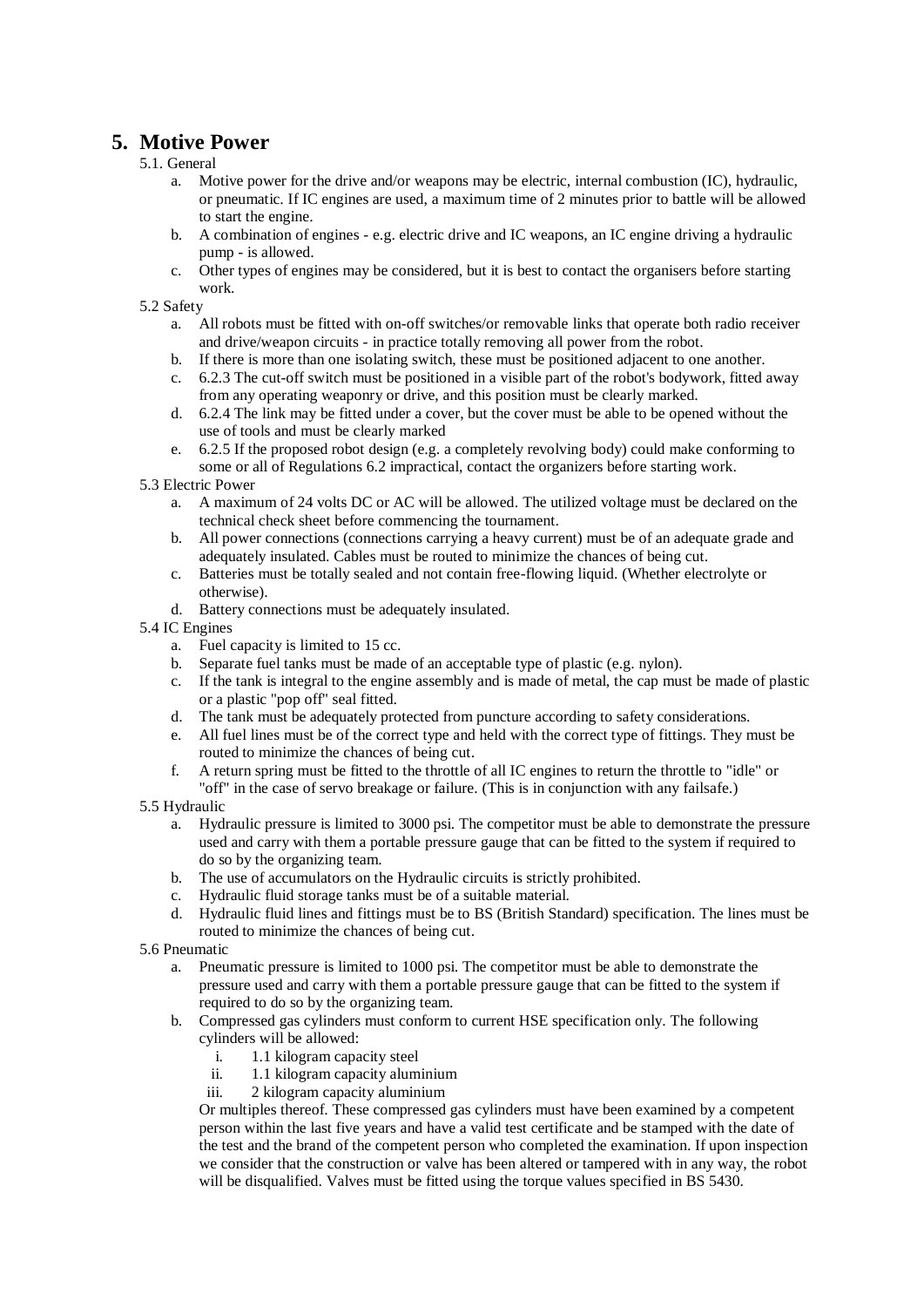# 5. Motive Power

5.1. General

a. Motive power for the drive and/or weapons may be electric, internal combustion (IC), hydraulic, or pneumatic. If IC engines are used, a maximum time of 2 minutes prior to battle will be allowed to start the engine.
b. A combination of engines - e.g. electric drive and IC weapons, an IC engine driving a hydraulic pump - is allowed.
c. Other types of engines may be considered, but it is best to contact the organisers before starting work.

5.2 Safety

a. All robots must be fitted with on-off switches/or removable links that operate both radio receiver and drive/weapon circuits - in practice totally removing all power from the robot.
b. If there is more than one isolating switch, these must be positioned adjacent to one another.
c. 6.2.3 The cut-off switch must be positioned in a visible part of the robot's bodywork, fitted away from any operating weaponry or drive, and this position must be clearly marked.
d. 6.2.4 The link may be fitted under a cover, but the cover must be able to be opened without the use of tools and must be clearly marked
e. 6.2.5 If the proposed robot design (e.g. a completely revolving body) could make conforming to some or all of Regulations 6.2 impractical, contact the organizers before starting work.

5.3 Electric Power

a. A maximum of 24 volts DC or AC will be allowed. The utilized voltage must be declared on the technical check sheet before commencing the tournament.
b. All power connections (connections carrying a heavy current) must be of an adequate grade and adequately insulated. Cables must be routed to minimize the chances of being cut.
c. Batteries must be totally sealed and not contain free-flowing liquid. (Whether electrolyte or otherwise).
d. Battery connections must be adequately insulated.

5.4 IC Engines

a. Fuel capacity is limited to 15 cc.
b. Separate fuel tanks must be made of an acceptable type of plastic (e.g. nylon).
c. If the tank is integral to the engine assembly and is made of metal, the cap must be made of plastic or a plastic "pop off" seal fitted.
d. The tank must be adequately protected from puncture according to safety considerations.
e. All fuel lines must be of the correct type and held with the correct type of fittings. They must be routed to minimize the chances of being cut.
f. A return spring must be fitted to the throttle of all IC engines to return the throttle to "idle" or "off" in the case of servo breakage or failure. (This is in conjunction with any failsafe.)

5.5 Hydraulic

a. Hydraulic pressure is limited to 3000 psi. The competitor must be able to demonstrate the pressure used and carry with them a portable pressure gauge that can be fitted to the system if required to do so by the organizing team.
b. The use of accumulators on the Hydraulic circuits is strictly prohibited.
c. Hydraulic fluid storage tanks must be of a suitable material.
d. Hydraulic fluid lines and fittings must be to BS (British Standard) specification. The lines must be routed to minimize the chances of being cut.

5.6 Pneumatic

a. Pneumatic pressure is limited to 1000 psi. The competitor must be able to demonstrate the pressure used and carry with them a portable pressure gauge that can be fitted to the system if required to do so by the organizing team.
b. Compressed gas cylinders must conform to current HSE specification only. The following cylinders will be allowed:
   i. 1.1 kilogram capacity steel
   ii. 1.1 kilogram capacity aluminium
   iii. 2 kilogram capacity aluminium

   Or multiples thereof. These compressed gas cylinders must have been examined by a competent person within the last five years and have a valid test certificate and be stamped with the date of the test and the brand of the competent person who completed the examination. If upon inspection we consider that the construction or valve has been altered or tampered with in any way, the robot will be disqualified. Valves must be fitted using the torque values specified in BS 5430.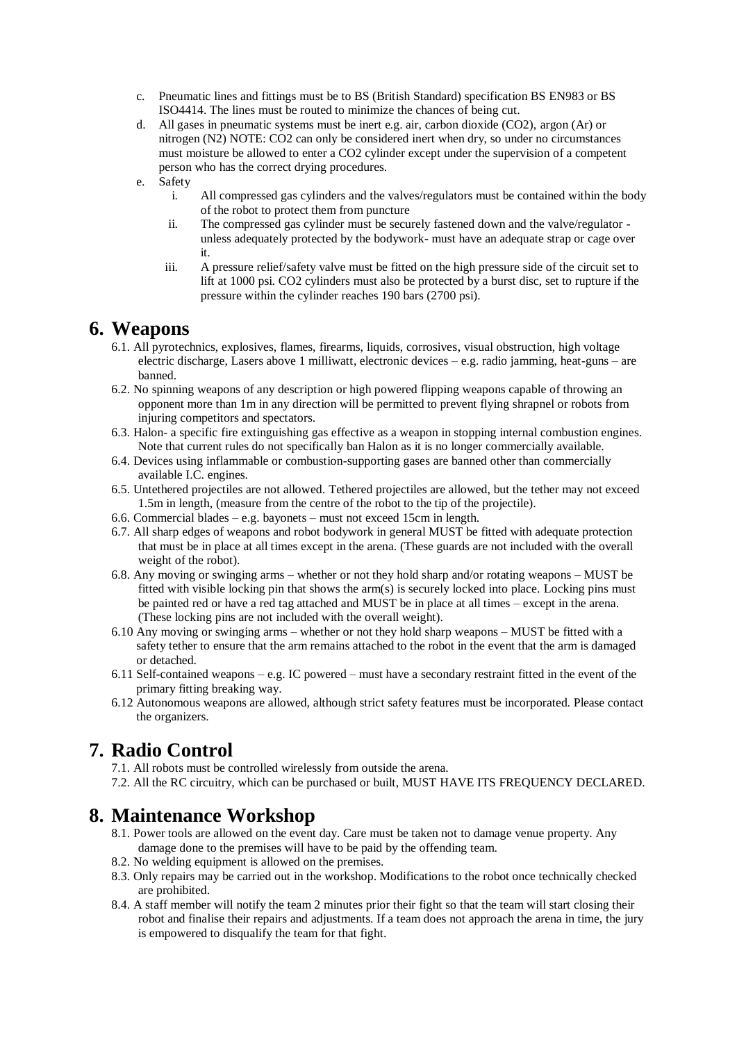c. Pneumatic lines and fittings must be to BS (British Standard) specification BS EN983 or BS ISO4414. The lines must be routed to minimize the chances of being cut.
d. All gases in pneumatic systems must be inert e.g. air, carbon dioxide ($CO_2$), argon (Ar) or nitrogen ($N_2$) NOTE: $CO_2$ can only be considered inert when dry, so under no circumstances must moisture be allowed to enter a $CO_2$ cylinder except under the supervision of a competent person who has the correct drying procedures.
e. Safety
    i. All compressed gas cylinders and the valves/regulators must be contained within the body of the robot to protect them from puncture
    ii. The compressed gas cylinder must be securely fastened down and the valve/regulator - unless adequately protected by the bodywork- must have an adequate strap or cage over it.
    iii. A pressure relief/safety valve must be fitted on the high pressure side of the circuit set to lift at 1000 psi. $CO_2$ cylinders must also be protected by a burst disc, set to rupture if the pressure within the cylinder reaches 190 bars (2700 psi).

# 6. Weapons

6.1. All pyrotechnics, explosives, flames, firearms, liquids, corrosives, visual obstruction, high voltage electric discharge, Lasers above 1 milliwatt, electronic devices – e.g. radio jamming, heat-guns – are banned.

6.2. No spinning weapons of any description or high powered flipping weapons capable of throwing an opponent more than 1m in any direction will be permitted to prevent flying shrapnel or robots from injuring competitors and spectators.

6.3. Halon- a specific fire extinguishing gas effective as a weapon in stopping internal combustion engines. Note that current rules do not specifically ban Halon as it is no longer commercially available.

6.4. Devices using inflammable or combustion-supporting gases are banned other than commercially available I.C. engines.

6.5. Untethered projectiles are not allowed. Tethered projectiles are allowed, but the tether may not exceed 1.5m in length, (measure from the centre of the robot to the tip of the projectile).

6.6. Commercial blades – e.g. bayonets – must not exceed 15cm in length.

6.7. All sharp edges of weapons and robot bodywork in general MUST be fitted with adequate protection that must be in place at all times except in the arena. (These guards are not included with the overall weight of the robot).

6.8. Any moving or swinging arms – whether or not they hold sharp and/or rotating weapons – MUST be fitted with visible locking pin that shows the arm(s) is securely locked into place. Locking pins must be painted red or have a red tag attached and MUST be in place at all times – except in the arena. (These locking pins are not included with the overall weight).

6.10 Any moving or swinging arms – whether or not they hold sharp weapons – MUST be fitted with a safety tether to ensure that the arm remains attached to the robot in the event that the arm is damaged or detached.

6.11 Self-contained weapons – e.g. IC powered – must have a secondary restraint fitted in the event of the primary fitting breaking way.

6.12 Autonomous weapons are allowed, although strict safety features must be incorporated. Please contact the organizers.

# 7. Radio Control

7.1. All robots must be controlled wirelessly from outside the arena.

7.2. All the RC circuitry, which can be purchased or built, MUST HAVE ITS FREQUENCY DECLARED.

# 8. Maintenance Workshop

8.1. Power tools are allowed on the event day. Care must be taken not to damage venue property. Any damage done to the premises will have to be paid by the offending team.

8.2. No welding equipment is allowed on the premises.

8.3. Only repairs may be carried out in the workshop. Modifications to the robot once technically checked are prohibited.

8.4. A staff member will notify the team 2 minutes prior their fight so that the team will start closing their robot and finalise their repairs and adjustments. If a team does not approach the arena in time, the jury is empowered to disqualify the team for that fight.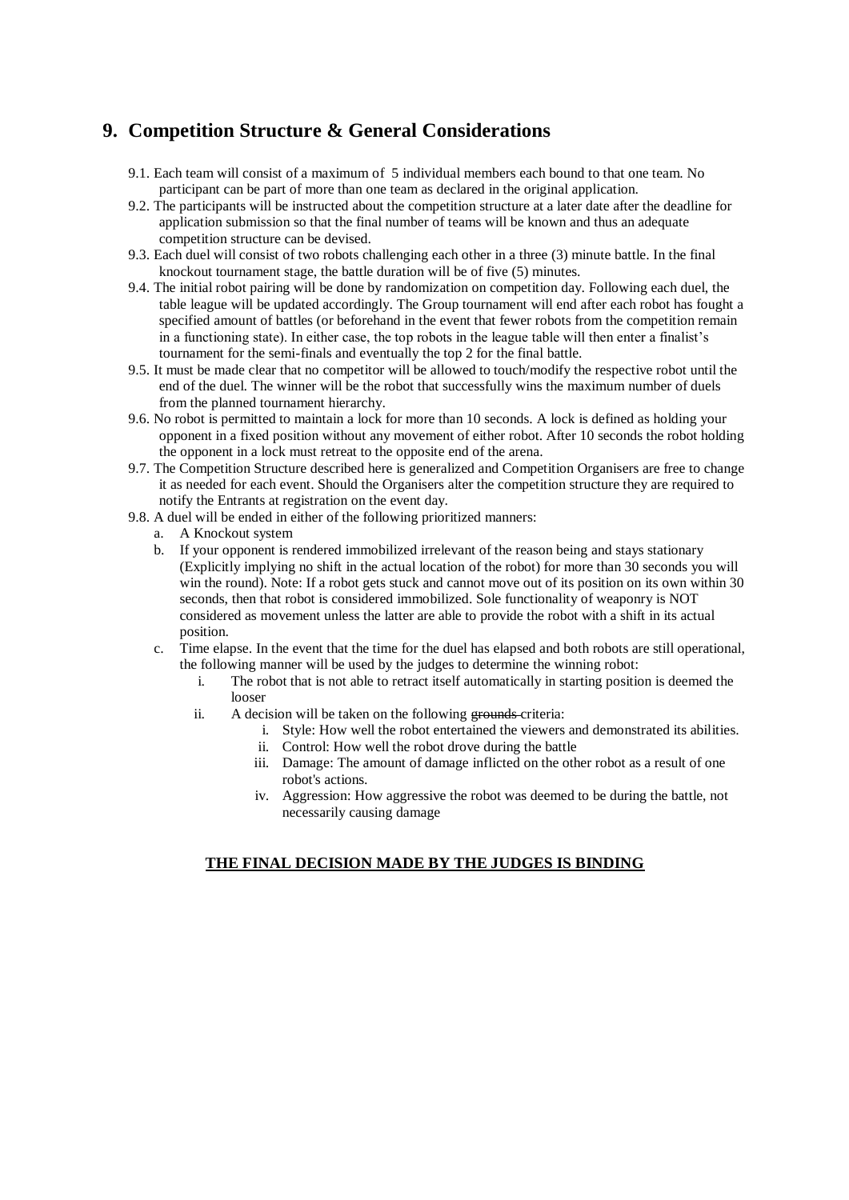## 9. Competition Structure & General Considerations

9.1. Each team will consist of a maximum of 5 individual members each bound to that one team. No participant can be part of more than one team as declared in the original application.

9.2. The participants will be instructed about the competition structure at a later date after the deadline for application submission so that the final number of teams will be known and thus an adequate competition structure can be devised.

9.3. Each duel will consist of two robots challenging each other in a three (3) minute battle. In the final knockout tournament stage, the battle duration will be of five (5) minutes.

9.4. The initial robot pairing will be done by randomization on competition day. Following each duel, the table league will be updated accordingly. The Group tournament will end after each robot has fought a specified amount of battles (or beforehand in the event that fewer robots from the competition remain in a functioning state). In either case, the top robots in the league table will then enter a finalist's tournament for the semi-finals and eventually the top 2 for the final battle.

9.5. It must be made clear that no competitor will be allowed to touch/modify the respective robot until the end of the duel. The winner will be the robot that successfully wins the maximum number of duels from the planned tournament hierarchy.

9.6. No robot is permitted to maintain a lock for more than 10 seconds. A lock is defined as holding your opponent in a fixed position without any movement of either robot. After 10 seconds the robot holding the opponent in a lock must retreat to the opposite end of the arena.

9.7. The Competition Structure described here is generalized and Competition Organisers are free to change it as needed for each event. Should the Organisers alter the competition structure they are required to notify the Entrants at registration on the event day.

9.8. A duel will be ended in either of the following prioritized manners:

  a. A Knockout system
  b. If your opponent is rendered immobilized irrelevant of the reason being and stays stationary (Explicitly implying no shift in the actual location of the robot) for more than 30 seconds you will win the round). Note: If a robot gets stuck and cannot move out of its position on its own within 30 seconds, then that robot is considered immobilized. Sole functionality of weaponry is NOT considered as movement unless the latter are able to provide the robot with a shift in its actual position.
  c. Time elapse. In the event that the time for the duel has elapsed and both robots are still operational, the following manner will be used by the judges to determine the winning robot:
     i. The robot that is not able to retract itself automatically in starting position is deemed the looser
     ii. A decision will be taken on the following ~~grounds~~ criteria:
        i. Style: How well the robot entertained the viewers and demonstrated its abilities.
        ii. Control: How well the robot drove during the battle
        iii. Damage: The amount of damage inflicted on the other robot as a result of one robot's actions.
        iv. Aggression: How aggressive the robot was deemed to be during the battle, not necessarily causing damage

**<u>THE FINAL DECISION MADE BY THE JUDGES IS BINDING</u>**